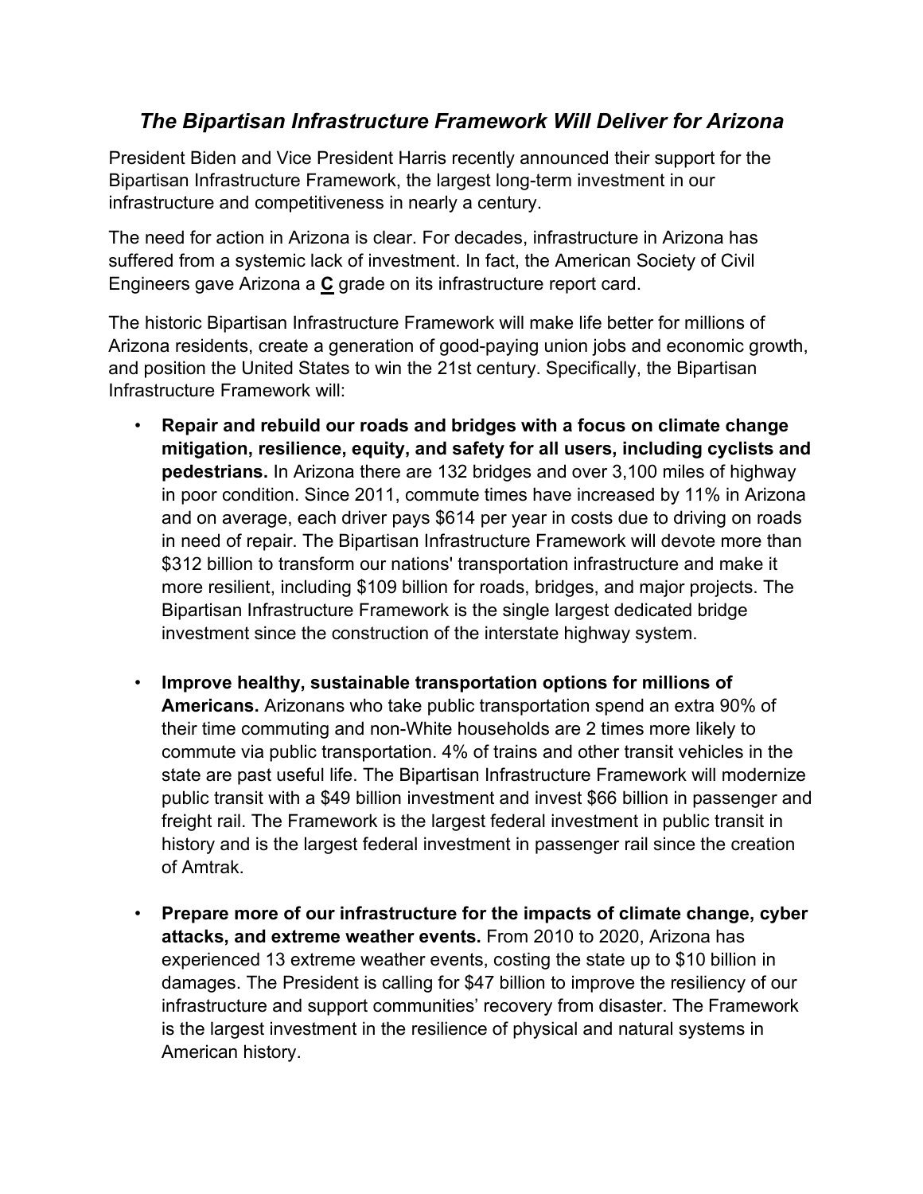# *The Bipartisan Infrastructure Framework Will Deliver for Arizona*

President Biden and Vice President Harris recently announced their support for the Bipartisan Infrastructure Framework, the largest long-term investment in our infrastructure and competitiveness in nearly a century.

The need for action in Arizona is clear. For decades, infrastructure in Arizona has suffered from a systemic lack of investment. In fact, the American Society of Civil Engineers gave Arizona a **C** grade on its infrastructure report card.

The historic Bipartisan Infrastructure Framework will make life better for millions of Arizona residents, create a generation of good-paying union jobs and economic growth, and position the United States to win the 21st century. Specifically, the Bipartisan Infrastructure Framework will:

- **Repair and rebuild our roads and bridges with a focus on climate change mitigation, resilience, equity, and safety for all users, including cyclists and pedestrians.** In Arizona there are 132 bridges and over 3,100 miles of highway in poor condition. Since 2011, commute times have increased by 11% in Arizona and on average, each driver pays $614 per year in costs due to driving on roads in need of repair. The Bipartisan Infrastructure Framework will devote more than $312 billion to transform our nations' transportation infrastructure and make it more resilient, including $109 billion for roads, bridges, and major projects. The Bipartisan Infrastructure Framework is the single largest dedicated bridge investment since the construction of the interstate highway system.

- **Improve healthy, sustainable transportation options for millions of Americans.** Arizonans who take public transportation spend an extra 90% of their time commuting and non-White households are 2 times more likely to commute via public transportation. 4% of trains and other transit vehicles in the state are past useful life. The Bipartisan Infrastructure Framework will modernize public transit with a $49 billion investment and invest $66 billion in passenger and freight rail. The Framework is the largest federal investment in public transit in history and is the largest federal investment in passenger rail since the creation of Amtrak.

- **Prepare more of our infrastructure for the impacts of climate change, cyber attacks, and extreme weather events.** From 2010 to 2020, Arizona has experienced 13 extreme weather events, costing the state up to $10 billion in damages. The President is calling for $47 billion to improve the resiliency of our infrastructure and support communities' recovery from disaster. The Framework is the largest investment in the resilience of physical and natural systems in American history.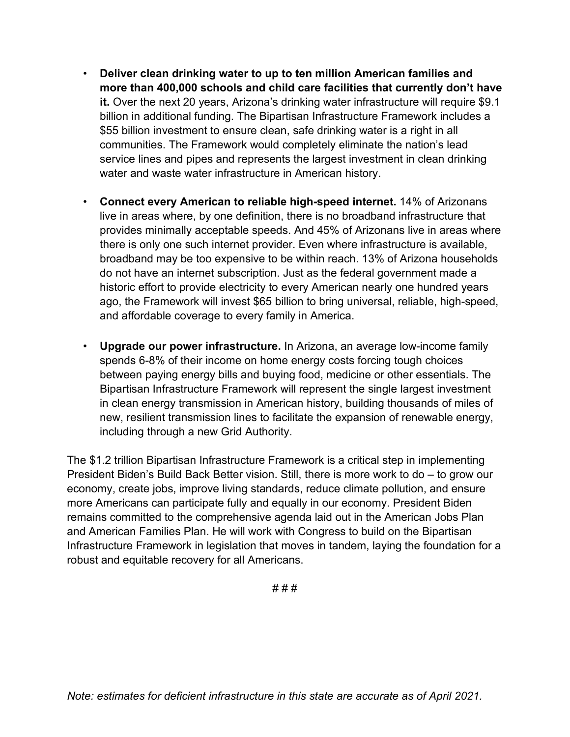- **Deliver clean drinking water to up to ten million American families and more than 400,000 schools and child care facilities that currently don't have it.** Over the next 20 years, Arizona's drinking water infrastructure will require $9.1 billion in additional funding. The Bipartisan Infrastructure Framework includes a $55 billion investment to ensure clean, safe drinking water is a right in all communities. The Framework would completely eliminate the nation's lead service lines and pipes and represents the largest investment in clean drinking water and waste water infrastructure in American history.

- **Connect every American to reliable high-speed internet.** 14% of Arizonans live in areas where, by one definition, there is no broadband infrastructure that provides minimally acceptable speeds. And 45% of Arizonans live in areas where there is only one such internet provider. Even where infrastructure is available, broadband may be too expensive to be within reach. 13% of Arizona households do not have an internet subscription. Just as the federal government made a historic effort to provide electricity to every American nearly one hundred years ago, the Framework will invest $65 billion to bring universal, reliable, high-speed, and affordable coverage to every family in America.

- **Upgrade our power infrastructure.** In Arizona, an average low-income family spends 6-8% of their income on home energy costs forcing tough choices between paying energy bills and buying food, medicine or other essentials. The Bipartisan Infrastructure Framework will represent the single largest investment in clean energy transmission in American history, building thousands of miles of new, resilient transmission lines to facilitate the expansion of renewable energy, including through a new Grid Authority.

The $1.2 trillion Bipartisan Infrastructure Framework is a critical step in implementing President Biden's Build Back Better vision. Still, there is more work to do – to grow our economy, create jobs, improve living standards, reduce climate pollution, and ensure more Americans can participate fully and equally in our economy. President Biden remains committed to the comprehensive agenda laid out in the American Jobs Plan and American Families Plan. He will work with Congress to build on the Bipartisan Infrastructure Framework in legislation that moves in tandem, laying the foundation for a robust and equitable recovery for all Americans.

# # #

*Note: estimates for deficient infrastructure in this state are accurate as of April 2021.*